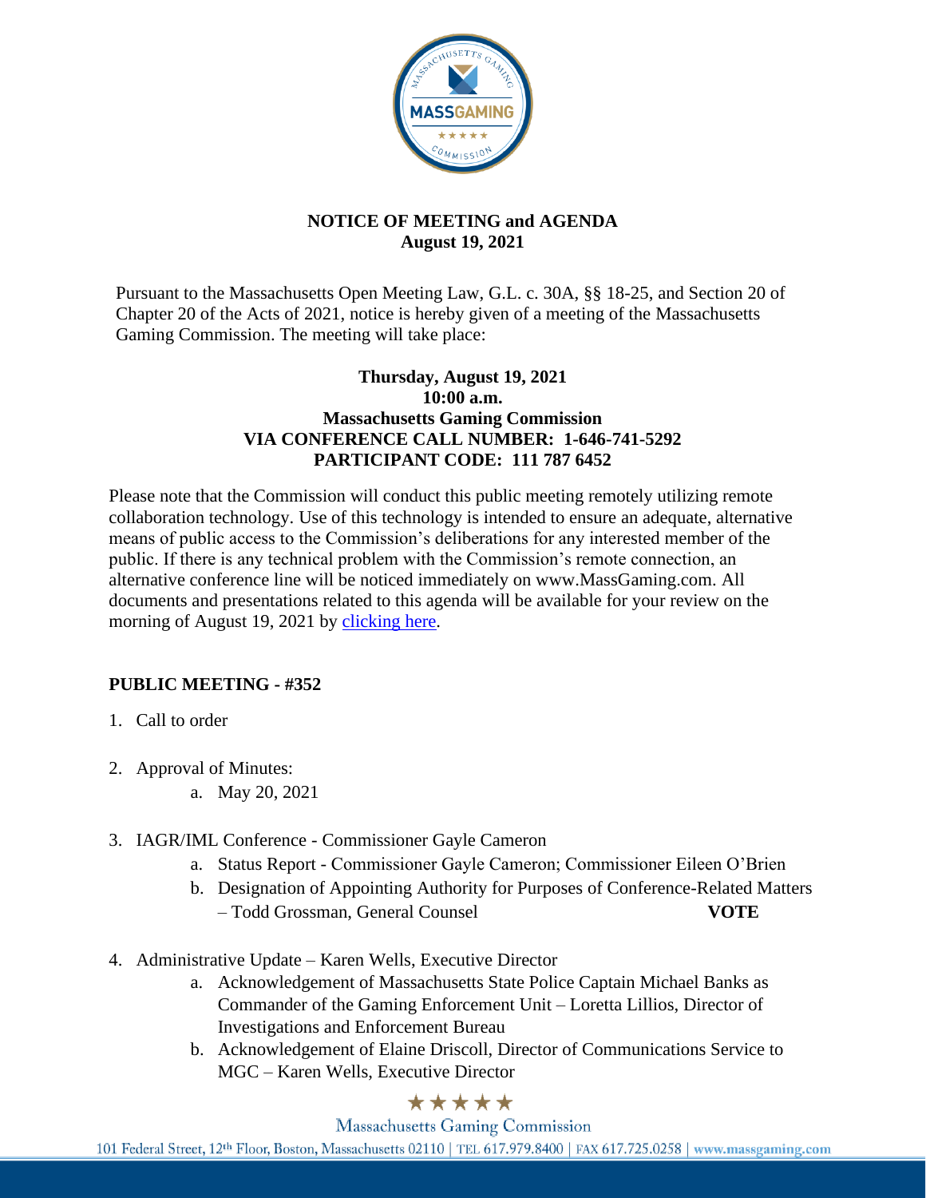# NOTICE OF MEETING and AGENDA
**August 19, 2021**

Pursuant to the Massachusetts Open Meeting Law, G.L. c. 30A, §§ 18-25, and Section 20 of Chapter 20 of the Acts of 2021, notice is hereby given of a meeting of the Massachusetts Gaming Commission. The meeting will take place:

**Thursday, August 19, 2021**
**10:00 a.m.**
**Massachusetts Gaming Commission**
**VIA CONFERENCE CALL NUMBER: 1-646-741-5292**
**PARTICIPANT CODE: 111 787 6452**

Please note that the Commission will conduct this public meeting remotely utilizing remote collaboration technology. Use of this technology is intended to ensure an adequate, alternative means of public access to the Commission's deliberations for any interested member of the public. If there is any technical problem with the Commission's remote connection, an alternative conference line will be noticed immediately on www.MassGaming.com. All documents and presentations related to this agenda will be available for your review on the morning of August 19, 2021 by clicking here.

## PUBLIC MEETING - #352

1. Call to order
2. Approval of Minutes:
   a. May 20, 2021
3. IAGR/IML Conference - Commissioner Gayle Cameron
   a. Status Report - Commissioner Gayle Cameron; Commissioner Eileen O'Brien
   b. Designation of Appointing Authority for Purposes of Conference-Related Matters – Todd Grossman, General Counsel **VOTE**
4. Administrative Update – Karen Wells, Executive Director
   a. Acknowledgement of Massachusetts State Police Captain Michael Banks as Commander of the Gaming Enforcement Unit – Loretta Lillios, Director of Investigations and Enforcement Bureau
   b. Acknowledgement of Elaine Driscoll, Director of Communications Service to MGC – Karen Wells, Executive Director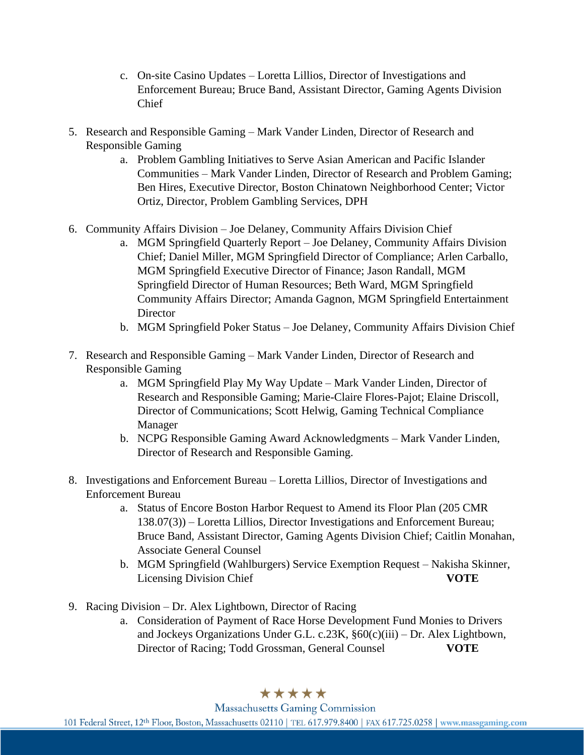c. On-site Casino Updates – Loretta Lillios, Director of Investigations and Enforcement Bureau; Bruce Band, Assistant Director, Gaming Agents Division Chief

5. Research and Responsible Gaming – Mark Vander Linden, Director of Research and Responsible Gaming
   a. Problem Gambling Initiatives to Serve Asian American and Pacific Islander Communities – Mark Vander Linden, Director of Research and Problem Gaming; Ben Hires, Executive Director, Boston Chinatown Neighborhood Center; Victor Ortiz, Director, Problem Gambling Services, DPH

6. Community Affairs Division – Joe Delaney, Community Affairs Division Chief
   a. MGM Springfield Quarterly Report – Joe Delaney, Community Affairs Division Chief; Daniel Miller, MGM Springfield Director of Compliance; Arlen Carballo, MGM Springfield Executive Director of Finance; Jason Randall, MGM Springfield Director of Human Resources; Beth Ward, MGM Springfield Community Affairs Director; Amanda Gagnon, MGM Springfield Entertainment Director
   b. MGM Springfield Poker Status – Joe Delaney, Community Affairs Division Chief

7. Research and Responsible Gaming – Mark Vander Linden, Director of Research and Responsible Gaming
   a. MGM Springfield Play My Way Update – Mark Vander Linden, Director of Research and Responsible Gaming; Marie-Claire Flores-Pajot; Elaine Driscoll, Director of Communications; Scott Helwig, Gaming Technical Compliance Manager
   b. NCPG Responsible Gaming Award Acknowledgments – Mark Vander Linden, Director of Research and Responsible Gaming.

8. Investigations and Enforcement Bureau – Loretta Lillios, Director of Investigations and Enforcement Bureau
   a. Status of Encore Boston Harbor Request to Amend its Floor Plan (205 CMR 138.07(3)) – Loretta Lillios, Director Investigations and Enforcement Bureau; Bruce Band, Assistant Director, Gaming Agents Division Chief; Caitlin Monahan, Associate General Counsel
   b. MGM Springfield (Wahlburgers) Service Exemption Request – Nakisha Skinner, Licensing Division Chief **VOTE**

9. Racing Division – Dr. Alex Lightbown, Director of Racing
   a. Consideration of Payment of Race Horse Development Fund Monies to Drivers and Jockeys Organizations Under G.L. c.23K, §60(c)(iii) – Dr. Alex Lightbown, Director of Racing; Todd Grossman, General Counsel **VOTE**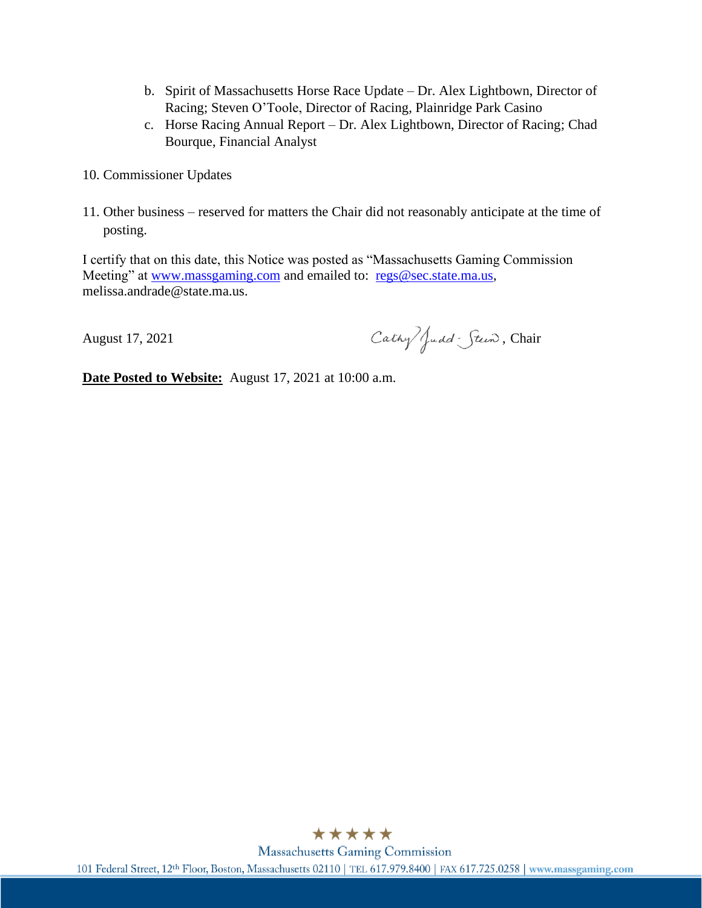b. Spirit of Massachusetts Horse Race Update – Dr. Alex Lightbown, Director of Racing; Steven O'Toole, Director of Racing, Plainridge Park Casino
   c. Horse Racing Annual Report – Dr. Alex Lightbown, Director of Racing; Chad Bourque, Financial Analyst

10. Commissioner Updates

11. Other business – reserved for matters the Chair did not reasonably anticipate at the time of posting.

I certify that on this date, this Notice was posted as "Massachusetts Gaming Commission Meeting" at www.massgaming.com and emailed to: regs@sec.state.ma.us, melissa.andrade@state.ma.us.

August 17, 2021

Cathy Judd-Stein, Chair

**Date Posted to Website:** August 17, 2021 at 10:00 a.m.